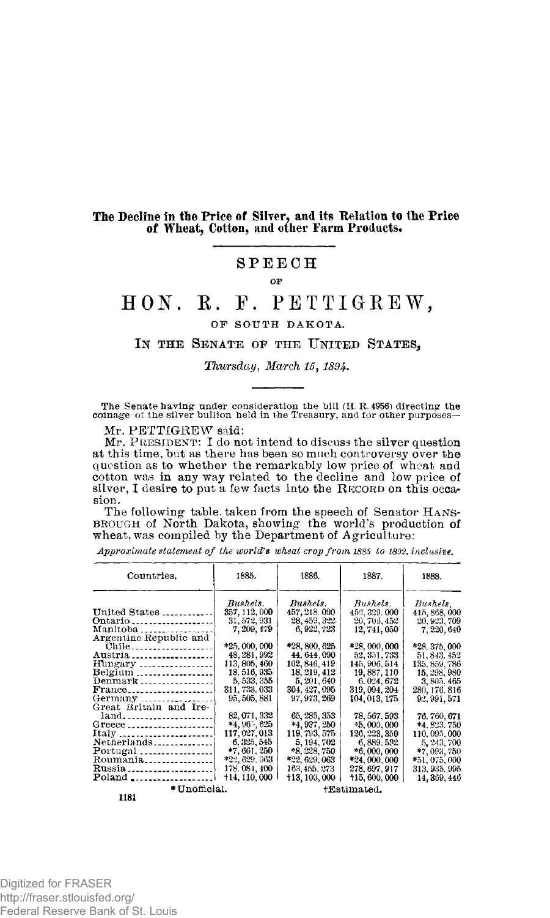## The Decline in the Price of Silver, and its Relation to the Price of Wheat, Cotton, and other Farm Products.

# SPEECH

OF

# HON. R. F. PETTIGREW,

OF SOUTH DAKOTA.

## IN THE SENATE OF THE UNITED STATES,

*Thursday, March 15, 1894.*

The Senate having under consideration the bill (H. R. 4956) directing the coinage of the silver bullion held in the Treasury, and for other purposes—

Mr. PETTIGREW said:

Mr. PRESIDENT: I do not intend to discuss the silver question at this time, but as there has been so much controversy over the question as to whether the remarkably low price of wheat and cotton was in any way related to the decline and low price of silver, I desire to put a few facts into the RECORD on this occasion.

The following table, taken from the speech of Senator HANSBROUGH of North Dakota, showing the world's production of wheat, was compiled by the Department of Agriculture:

*Approximate statement of the world's wheat crop from 1885 to 1892, inclusive.*

| Countries. | 1885. | 1886. | 1887. | 1888. |
|---|---|---|---|---|
| | *Bushels.* | *Bushels.* | *Bushels.* | *Bushels.* |
| United States | 357,112,000 | 457,218,000 | 456,329,000 | 415,868,000 |
| Ontario | 31,572,931 | 28,459,322 | 20,705,452 | 20,923,709 |
| Manitoba | 7,209,479 | 6,922,723 | 12,741,050 | 7,220,640 |
| Argentine Republic and Chile | *25,000,000 | *28,800,625 | *28,000,000 | *28,375,000 |
| Austria | 48,281,992 | 44,644,090 | 52,351,733 | 51,843,452 |
| Hungary | 113,805,460 | 102,846,419 | 145,906,514 | 135,859,786 |
| Belgium | 18,516,935 | 18,219,412 | 19,887,110 | 15,298,980 |
| Denmark | 5,533,355 | 5,201,640 | 6,024,672 | 3,805,465 |
| France | 311,733,033 | 304,427,095 | 319,094,204 | 280,176,816 |
| Germany | 95,505,881 | 97,973,269 | 104,013,175 | 92,991,571 |
| Great Britain and Ireland | 82,071,332 | 65,285,353 | 78,567,593 | 76,760,671 |
| Greece | *4,965,625 | *4,937,250 | *5,000,000 | *4,823,750 |
| Italy | 117,027,013 | 119,793,575 | 126,223,350 | 110,095,000 |
| Netherlands | 6,325,545 | 5,194,702 | 6,889,532 | 5,243,700 |
| Portugal | *7,661,250 | *8,228,750 | *6,000,000 | *7,093,750 |
| Roumania | *22,629,063 | *22,629,063 | *24,000,000 | *51,075,000 |
| Russia | 178,084,400 | 163,455,273 | 278,697,917 | 313,935,995 |
| Poland | †14,110,000 | †13,100,000 | †15,600,000 | 14,369,446 |

*Unofficial. †Estimated.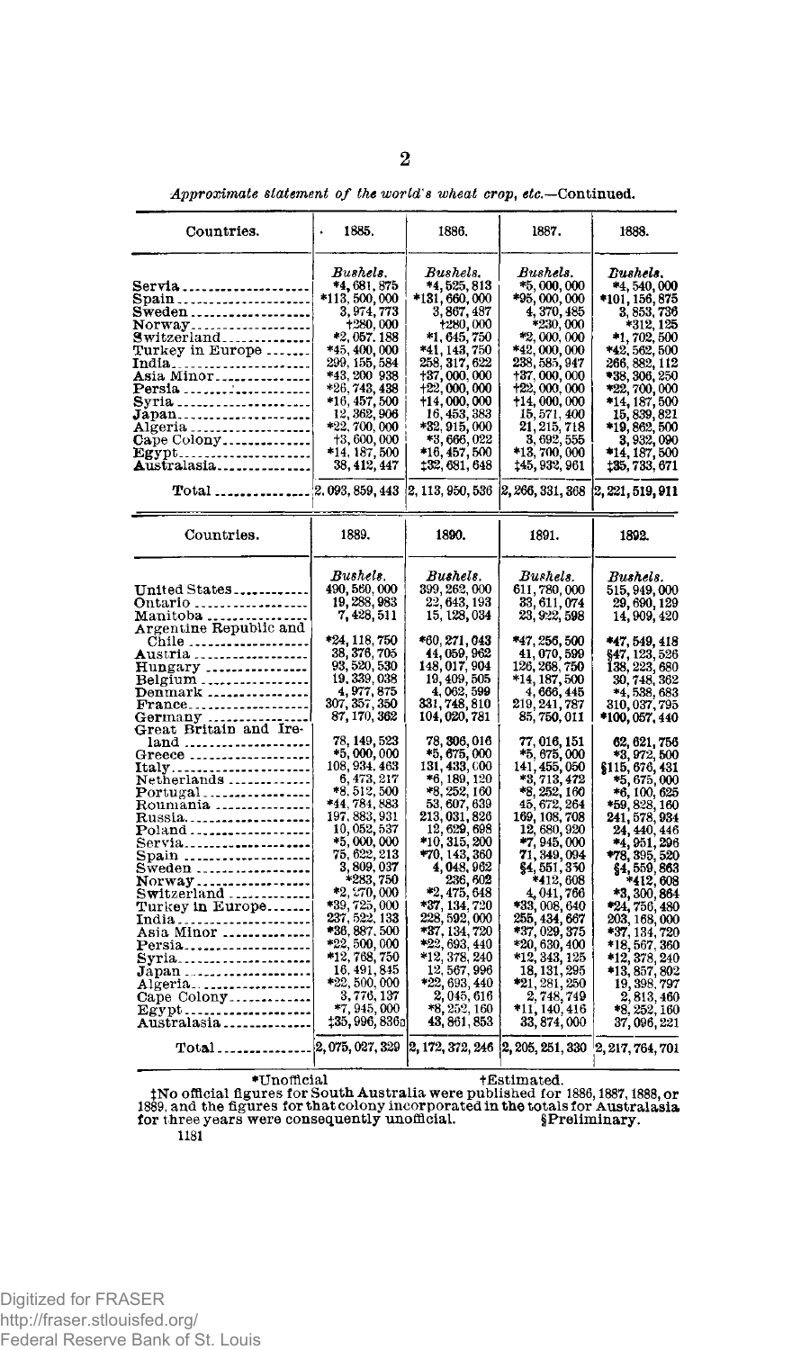*Approximate statement of the world's wheat crop, etc.*—Continued.

| Countries. | 1885. | 1886. | 1887. | 1888. |
|---|---|---|---|---|
| | *Bushels.* | *Bushels.* | *Bushels.* | *Bushels.* |
| Servia | *4,681,875 | *4,525,813 | *5,000,000 | *4,540,000 |
| Spain | *113,500,000 | *131,660,000 | *95,000,000 | *101,156,875 |
| Sweden | 3,974,773 | 3,867,487 | 4,370,485 | 3,853,736 |
| Norway | †280,000 | †280,000 | *230,000 | *312,125 |
| Switzerland | *2,057,188 | *1,645,750 | *2,000,000 | *1,702,500 |
| Turkey in Europe | *45,400,000 | *41,143,750 | *42,000,000 | *42,562,500 |
| India | 299,155,584 | 258,317,622 | 238,585,947 | 266,882,112 |
| Asia Minor | *43,200,938 | †37,000,000 | †37,000,000 | *38,306,250 |
| Persia | *26,743,438 | †22,000,000 | †22,000,000 | *22,700,000 |
| Syria | *16,457,500 | †14,000,000 | †14,000,000 | *14,187,500 |
| Japan | 12,362,906 | 16,453,383 | 15,571,400 | 15,839,821 |
| Algeria | *22,700,000 | *32,915,000 | 21,215,718 | *19,862,500 |
| Cape Colony | †3,600,000 | *3,666,022 | 3,692,555 | 3,932,090 |
| Egypt | *14,187,500 | *16,457,500 | *13,700,000 | *14,187,500 |
| Australasia | 38,412,447 | ‡32,681,648 | ‡45,932,961 | ‡35,733,671 |
| Total | 2,093,859,443 | 2,113,950,536 | 2,266,331,368 | 2,221,519,911 |

| Countries. | 1889. | 1890. | 1891. | 1892. |
|---|---|---|---|---|
| | *Bushels.* | *Bushels.* | *Bushels.* | *Bushels.* |
| United States | 490,560,000 | 399,262,000 | 611,780,000 | 515,949,000 |
| Ontario | 19,288,983 | 22,643,193 | 33,611,074 | 29,690,129 |
| Manitoba | 7,428,511 | 15,123,034 | 23,922,598 | 14,909,420 |
| Argentine Republic and Chile | *24,118,750 | *60,271,043 | *47,256,500 | *47,549,418 |
| Austria | 38,376,705 | 44,059,962 | 41,070,599 | §47,123,526 |
| Hungary | 93,520,530 | 148,017,904 | 126,268,750 | 138,223,680 |
| Belgium | 19,339,038 | 19,409,505 | *14,187,500 | 30,748,362 |
| Denmark | 4,977,875 | 4,062,599 | 4,666,445 | *4,538,683 |
| France | 307,357,350 | 331,748,810 | 219,241,787 | 310,037,795 |
| Germany | 87,170,362 | 104,020,781 | 85,750,011 | *100,057,440 |
| Great Britain and Ireland | 78,149,523 | 78,306,016 | 77,016,151 | 62,621,756 |
| Greece | *5,000,000 | *5,675,000 | *5,675,000 | *3,972,500 |
| Italy | 108,934,463 | 131,433,000 | 141,455,050 | §115,676,431 |
| Netherlands | 6,473,217 | *6,189,120 | *3,713,472 | *5,675,000 |
| Portugal | *8,512,500 | *8,252,160 | *8,252,160 | *6,100,625 |
| Roumania | *44,784,883 | 53,607,639 | 45,672,264 | *59,828,160 |
| Russia | 197,883,931 | 213,031,826 | 169,108,708 | 241,578,934 |
| Poland | 10,052,537 | 12,629,698 | 12,680,920 | 24,440,446 |
| Servia | *5,000,000 | *10,315,200 | *7,945,000 | *4,951,296 |
| Spain | 75,622,213 | *70,143,360 | 71,349,094 | *73,395,520 |
| Sweden | 3,809,037 | 4,048,962 | §4,551,350 | §4,559,863 |
| Norway | *283,750 | 236,602 | *412,608 | *412,608 |
| Switzerland | *2,270,000 | *2,475,648 | 4,041,766 | *3,300,864 |
| Turkey in Europe | *39,725,000 | *37,134,720 | *33,008,640 | *24,756,480 |
| India | 237,522,133 | 228,592,000 | 255,434,667 | 203,168,000 |
| Asia Minor | *36,887,500 | *37,134,720 | *37,029,375 | *37,134,720 |
| Persia | *22,500,000 | *22,693,440 | *20,630,400 | *18,567,360 |
| Syria | *12,768,750 | *12,378,240 | *12,343,125 | *12,378,240 |
| Japan | 16,491,845 | 12,567,996 | 18,131,295 | *13,857,802 |
| Algeria | *22,500,000 | *22,693,440 | *21,281,250 | 19,398,797 |
| Cape Colony | 3,776,137 | 2,045,616 | 2,748,749 | 2,813,460 |
| Egypt | *7,945,000 | *8,252,160 | *11,140,416 | *8,252,160 |
| Australasia | ‡35,996,836 | 43,861,853 | 33,874,000 | 37,096,221 |
| Total | 2,075,027,329 | 2,172,372,246 | 2,205,251,330 | 2,217,764,701 |

*Unofficial. †Estimated.

‡No official figures for South Australia were published for 1886, 1887, 1888, or 1889, and the figures for that colony incorporated in the totals for Australasia for three years were consequently unofficial. §Preliminary.

1181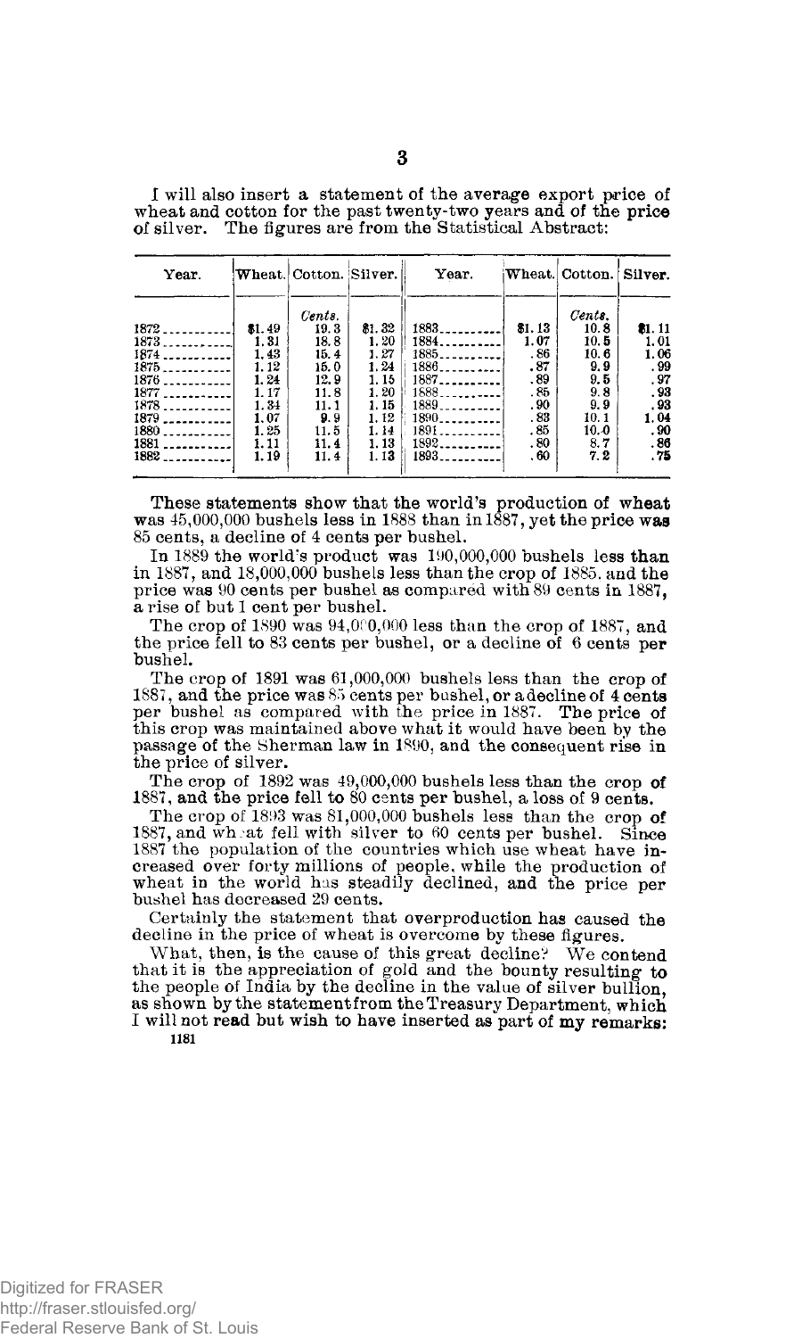I will also insert a statement of the average export price of wheat and cotton for the past twenty-two years and of the price of silver. The figures are from the Statistical Abstract:

| Year. | Wheat. | Cotton. | Silver. | Year. | Wheat. | Cotton. | Silver. |
|---|---|---|---|---|---|---|---|
| | | *Cents.* | | | | *Cents.* | |
| 1872 | $1.49 | 19.3 | $1.32 | 1883 | $1.13 | 10.8 | $1.11 |
| 1873 | 1.31 | 18.8 | 1.20 | 1884 | 1.07 | 10.5 | 1.01 |
| 1874 | 1.43 | 15.4 | 1.27 | 1885 | .86 | 10.6 | 1.06 |
| 1875 | 1.12 | 15.0 | 1.24 | 1886 | .87 | 9.9 | .99 |
| 1876 | 1.24 | 12.9 | 1.15 | 1887 | .89 | 9.5 | .97 |
| 1877 | 1.17 | 11.8 | 1.20 | 1888 | .85 | 9.8 | .93 |
| 1878 | 1.34 | 11.1 | 1.15 | 1889 | .90 | 9.9 | .93 |
| 1879 | 1.07 | 9.9 | 1.12 | 1890 | .83 | 10.1 | 1.04 |
| 1880 | 1.25 | 11.5 | 1.14 | 1891 | .85 | 10.0 | .90 |
| 1881 | 1.11 | 11.4 | 1.13 | 1892 | .80 | 8.7 | .86 |
| 1882 | 1.19 | 11.4 | 1.13 | 1893 | .60 | 7.2 | .75 |

These statements show that the world's production of wheat was 45,000,000 bushels less in 1888 than in 1887, yet the price was 85 cents, a decline of 4 cents per bushel.

In 1889 the world's product was 190,000,000 bushels less than in 1887, and 18,000,000 bushels less than the crop of 1885, and the price was 90 cents per bushel as compared with 89 cents in 1887, a rise of but 1 cent per bushel.

The crop of 1890 was 94,000,000 less than the crop of 1887, and the price fell to 83 cents per bushel, or a decline of 6 cents per bushel.

The crop of 1891 was 61,000,000 bushels less than the crop of 1887, and the price was 85 cents per bushel, or a decline of 4 cents per bushel as compared with the price in 1887. The price of this crop was maintained above what it would have been by the passage of the Sherman law in 1890, and the consequent rise in the price of silver.

The crop of 1892 was 49,000,000 bushels less than the crop of 1887, and the price fell to 80 cents per bushel, a loss of 9 cents.

The crop of 1893 was 81,000,000 bushels less than the crop of 1887, and wheat fell with silver to 60 cents per bushel. Since 1887 the population of the countries which use wheat have increased over forty millions of people, while the production of wheat in the world has steadily declined, and the price per bushel has decreased 29 cents.

Certainly the statement that overproduction has caused the decline in the price of wheat is overcome by these figures.

What, then, is the cause of this great decline? We contend that it is the appreciation of gold and the bounty resulting to the people of India by the decline in the value of silver bullion, as shown by the statement from the Treasury Department, which I will not read but wish to have inserted as part of my remarks:

1181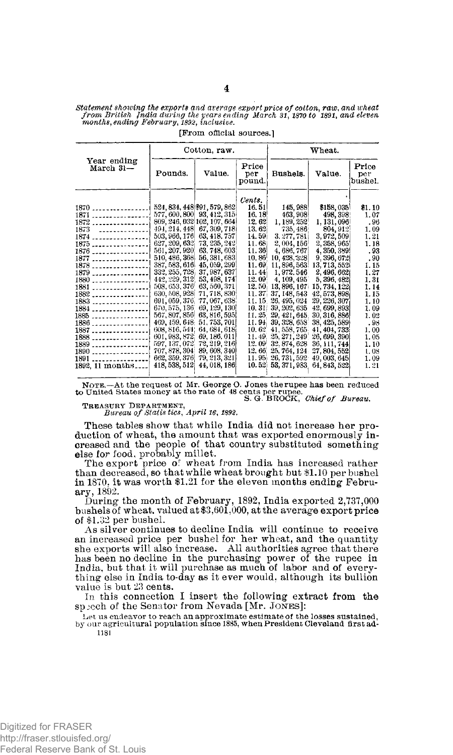*Statement showing the exports and average export price of cotton, raw, and wheat from British India during the years ending March 31, 1870 to 1891, and eleven months, ending February, 1892, inclusive.*

[From official sources.]

| Year ending March 31— | Cotton, raw. | | | Wheat. | | |
|---|---|---|---|---|---|---|
| | Pounds. | Value. | Price per pound. | Bushels. | Value. | Price per bushel. |
| | | | *Cents.* | | | |
| 1870 | 524,834,448 | $91,579,862 | 16.51 | 145,988 | $158,035 | $1.10 |
| 1871 | 577,600,800 | 93,412,315 | 16.18 | 463,908 | 498,398 | 1.07 |
| 1872 | 809,246,032 | 102,107,664 | 12.62 | 1,189,252 | 1,131,096 | .96 |
| 1873 | 494,214,448 | 67,309,718 | 13.62 | 735,486 | 804,912 | 1.09 |
| 1874 | 503,966,176 | 63,418,757 | 14.59 | 3,277,781 | 3,972,509 | 1.21 |
| 1875 | 627,209,632 | 73,235,242 | 11.68 | 2,004,156 | 2,358,965 | 1.18 |
| 1876 | 561,207,920 | 63,748,603 | 11.36 | 4,686,767 | 4,350,399 | .93 |
| 1877 | 510,486,368 | 56,381,683 | 10.86 | 10,428,328 | 9,396,672 | .90 |
| 1878 | 387,583,616 | 45,059,299 | 11.69 | 11,896,563 | 13,713,552 | 1.15 |
| 1879 | 332,255,728 | 37,987,637 | 11.44 | 1,972,546 | 2,496,662 | 1.27 |
| 1880 | 442,229,312 | 53,498,174 | 12.09 | 4,109,495 | 5,396,482 | 1.31 |
| 1881 | 508,653,376 | 63,560,371 | 12.50 | 13,896,167 | 15,734,122 | 1.14 |
| 1882 | 630,508,928 | 71,718,830 | 11.37 | 37,148,543 | 42,573,898 | 1.15 |
| 1883 | 691,059,376 | 77,067,638 | 11.15 | 26,495,024 | 29,226,307 | 1.10 |
| 1884 | 670,575,136 | 69,129,130 | 10.31 | 39,202,635 | 42,699,893 | 1.09 |
| 1885 | 567,807,856 | 63,816,595 | 11.25 | 29,421,645 | 30,316,886 | 1.02 |
| 1886 | 469,459,648 | 51,753,701 | 11.94 | 39,328,658 | 38,425,589 | .98 |
| 1887 | 608,816,544 | 64,684,618 | 10.62 | 41,558,765 | 41,404,733 | 1.00 |
| 1888 | 601,983,872 | 69,186,011 | 11.49 | 25,271,249 | 26,699,390 | 1.05 |
| 1889 | 597,137,072 | 72,219,216 | 12.09 | 32,874,628 | 36,111,744 | 1.10 |
| 1890 | 707,878,304 | 89,608,340 | 12.66 | 25,764,124 | 27,804,552 | 1.08 |
| 1891 | 662,359,376 | 79,213,321 | 11.95 | 26,731,592 | 49,003,645 | 1.09 |
| 1892, 11 months | 418,538,512 | 44,018,186 | 10.52 | 53,371,983 | 64,843,522 | 1.21 |

NOTE.—At the request of Mr. George O. Jones the rupee has been reduced to United States money at the rate of 48 cents per rupee.

S. G. BROCK, *Chief of Bureau.*

TREASURY DEPARTMENT,
*Bureau of Statistics, April 16, 1892.*

These tables show that while India did not increase her production of wheat, the amount that was exported enormously increased and the people of that country substituted something else for food, probably millet.

The export price of wheat from India has increased rather than decreased, so that while wheat brought but $1.10 per bushel in 1870, it was worth $1.21 for the eleven months ending February, 1892.

During the month of February, 1892, India exported 2,737,000 bushels of wheat, valued at $3,601,000, at the average export price of $1.32 per bushel.

As silver continues to decline India will continue to receive an increased price per bushel for her wheat, and the quantity she exports will also increase. All authorities agree that there has been no decline in the purchasing power of the rupee in India, but that it will purchase as much of labor and of everything else in India to-day as it ever would, although its bullion value is but 23 cents.

In this connection I insert the following extract from the speech of the Senator from Nevada [Mr. JONES]:

Let us endeavor to reach an approximate estimate of the losses sustained, by our agricultural population since 1885, when President Cleveland first ad-

1181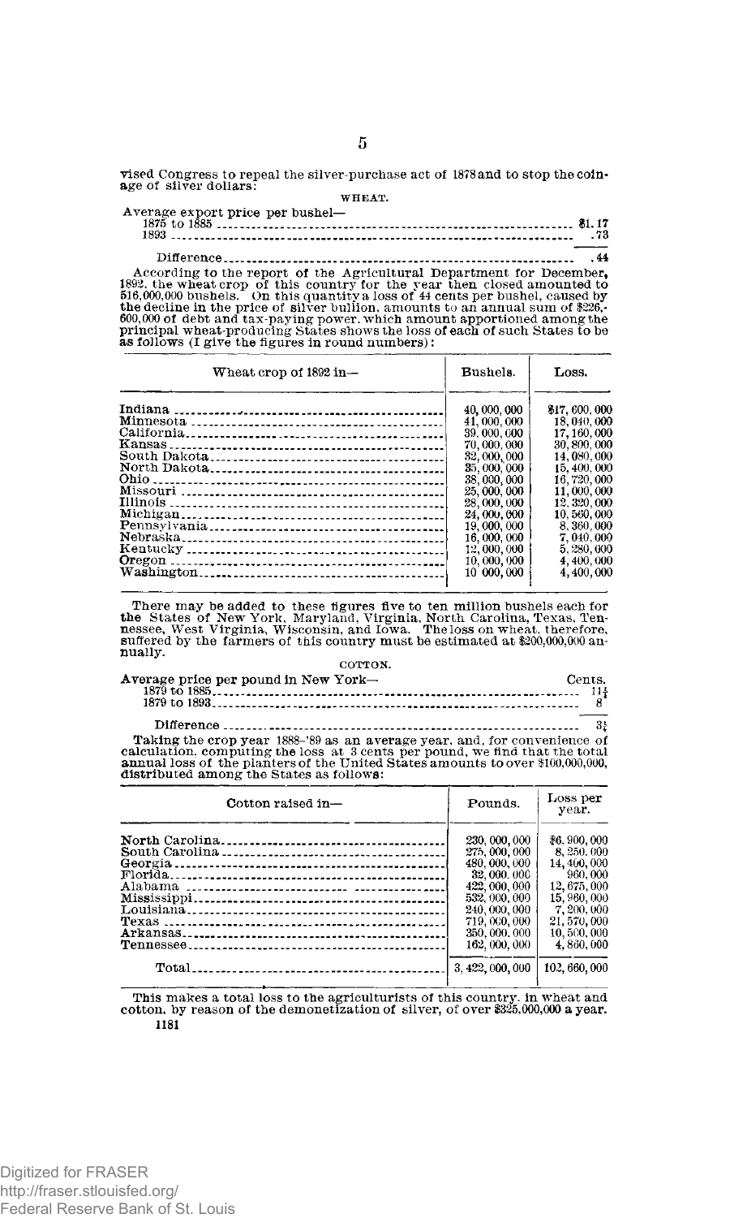vised Congress to repeal the silver-purchase act of 1878 and to stop the coinage of silver dollars:

WHEAT.

| Average export price per bushel— | |
|---|---|
| 1875 to 1885 | $1.17 |
| 1893 | .73 |
| Difference | .44 |

According to the report of the Agricultural Department for December, 1892, the wheat crop of this country for the year then closed amounted to 516,000,000 bushels. On this quantity a loss of 44 cents per bushel, caused by the decline in the price of silver bullion, amounts to an annual sum of $226,600,000 of debt and tax-paying power, which amount apportioned among the principal wheat-producing States shows the loss of each of such States to be as follows (I give the figures in round numbers):

| Wheat crop of 1892 in— | Bushels. | Loss. |
|---|---|---|
| Indiana | 40,000,000 | $17,600,000 |
| Minnesota | 41,000,000 | 18,040,000 |
| California | 39,000,000 | 17,160,000 |
| Kansas | 70,000,000 | 30,800,000 |
| South Dakota | 32,000,000 | 14,080,000 |
| North Dakota | 35,000,000 | 15,400,000 |
| Ohio | 38,000,000 | 16,720,000 |
| Missouri | 25,000,000 | 11,000,000 |
| Illinois | 28,000,000 | 12,320,000 |
| Michigan | 24,000,000 | 10,560,000 |
| Pennsylvania | 19,000,000 | 8,360,000 |
| Nebraska | 16,000,000 | 7,040,000 |
| Kentucky | 12,000,000 | 5,280,000 |
| Oregon | 10,000,000 | 4,400,000 |
| Washington | 10,000,000 | 4,400,000 |

There may be added to these figures five to ten million bushels each for the States of New York, Maryland, Virginia, North Carolina, Texas, Tennessee, West Virginia, Wisconsin, and Iowa. The loss on wheat, therefore, suffered by the farmers of this country must be estimated at $200,000,000 annually.

COTTON.

| Average price per pound in New York— | Cents. |
|---|---|
| 1879 to 1885 | 11¼ |
| 1879 to 1893 | 8 |
| Difference | 3¼ |

Taking the crop year 1888-'89 as an average year, and, for convenience of calculation, computing the loss at 3 cents per pound, we find that the total annual loss of the planters of the United States amounts to over $100,000,000, distributed among the States as follows:

| Cotton raised in— | Pounds. | Loss per year. |
|---|---|---|
| North Carolina | 230,000,000 | $6,900,000 |
| South Carolina | 275,000,000 | 8,250,000 |
| Georgia | 480,000,000 | 14,400,000 |
| Florida | 32,000,000 | 960,000 |
| Alabama | 422,000,000 | 12,675,000 |
| Mississippi | 532,000,000 | 15,960,000 |
| Louisiana | 240,000,000 | 7,200,000 |
| Texas | 719,000,000 | 21,570,000 |
| Arkansas | 350,000,000 | 10,500,000 |
| Tennessee | 162,000,000 | 4,860,000 |
| Total | 3,422,000,000 | 102,660,000 |

This makes a total loss to the agriculturists of this country, in wheat and cotton, by reason of the demonetization of silver, of over $325,000,000 a year.

1181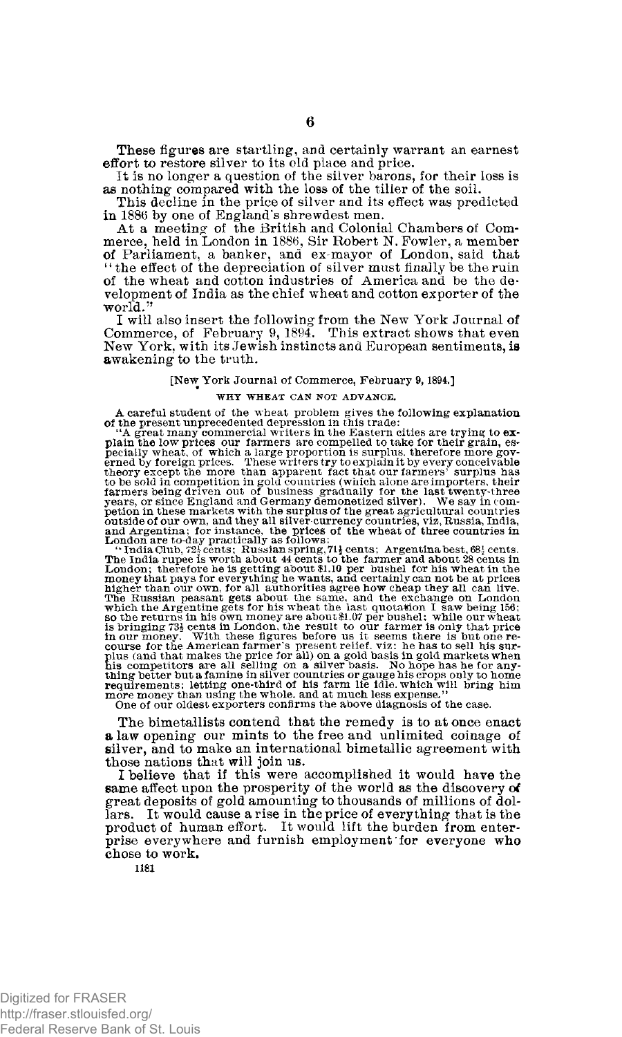These figures are startling, and certainly warrant an earnest effort to restore silver to its old place and price.

It is no longer a question of the silver barons, for their loss is as nothing compared with the loss of the tiller of the soil.

This decline in the price of silver and its effect was predicted in 1886 by one of England's shrewdest men.

At a meeting of the British and Colonial Chambers of Commerce, held in London in 1886, Sir Robert N. Fowler, a member of Parliament, a banker, and ex-mayor of London, said that "the effect of the depreciation of silver must finally be the ruin of the wheat and cotton industries of America and be the development of India as the chief wheat and cotton exporter of the world."

I will also insert the following from the New York Journal of Commerce, of February 9, 1894. This extract shows that even New York, with its Jewish instincts and European sentiments, is awakening to the truth.

[New York Journal of Commerce, February 9, 1894.]

WHY WHEAT CAN NOT ADVANCE.

A careful student of the wheat problem gives the following explanation of the present unprecedented depression in this trade:

"A great many commercial writers in the Eastern cities are trying to explain the low prices our farmers are compelled to take for their grain, especially wheat, of which a large proportion is surplus, therefore more governed by foreign prices. These writers try to explain it by every conceivable theory except the more than apparent fact that our farmers' surplus has to be sold in competition in gold countries (which alone are importers, their farmers being driven out of business gradually for the last twenty-three years, or since England and Germany demonetized silver). We say in competion in these markets with the surplus of the great agricultural countries outside of our own, and they all silver-currency countries, viz, Russia, India, and Argentina; for instance, the prices of the wheat of three countries in London are to-day practically as follows:

"India Club, 72½ cents; Russian spring, 71½ cents; Argentina best, 68½ cents. The India rupee is worth about 44 cents to the farmer and about 28 cents in London; therefore he is getting about $1.10 per bushel for his wheat in the money that pays for everything he wants, and certainly can not be at prices higher than our own, for all authorities agree how cheap they all can live. The Russian peasant gets about the same, and the exchange on London which the Argentine gets for his wheat the last quotation I saw being 156; so the returns in his own money are about $1.07 per bushel; while our wheat is bringing 73½ cents in London, the result to our farmer is only that price in our money. With these figures before us it seems there is but one recourse for the American farmer's present relief, viz: he has to sell his surplus (and that makes the price for all) on a gold basis in gold markets when his competitors are all selling on a silver basis. No hope has he for anything better but a famine in silver countries or gauge his crops only to home requirements; letting one-third of his farm lie idle, which will bring him more money than using the whole, and at much less expense."

One of our oldest exporters confirms the above diagnosis of the case.

The bimetallists contend that the remedy is to at once enact a law opening our mints to the free and unlimited coinage of silver, and to make an international bimetallic agreement with those nations that will join us.

I believe that if this were accomplished it would have the same affect upon the prosperity of the world as the discovery of great deposits of gold amounting to thousands of millions of dollars. It would cause a rise in the price of everything that is the product of human effort. It would lift the burden from enterprise everywhere and furnish employment for everyone who chose to work.

1181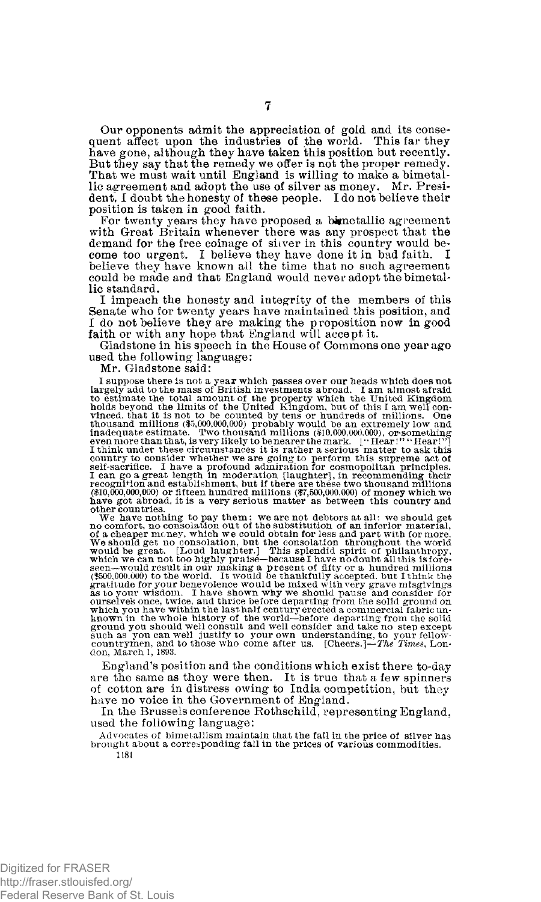Our opponents admit the appreciation of gold and its consequent affect upon the industries of the world. This far they have gone, although they have taken this position but recently. But they say that the remedy we offer is not the proper remedy. That we must wait until England is willing to make a bimetallic agreement and adopt the use of silver as money. Mr. President, I doubt the honesty of these people. I do not believe their position is taken in good faith.

For twenty years they have proposed a bimetallic agreement with Great Britain whenever there was any prospect that the demand for the free coinage of silver in this country would become too urgent. I believe they have done it in bad faith. I believe they have known all the time that no such agreement could be made and that England would never adopt the bimetallic standard.

I impeach the honesty and integrity of the members of this Senate who for twenty years have maintained this position, and I do not believe they are making the proposition now in good faith or with any hope that England will accept it.

Gladstone in his speech in the House of Commons one year ago used the following language:

Mr. Gladstone said:

> I suppose there is not a year which passes over our heads which does not largely add to the mass of British investments abroad. I am almost afraid to estimate the total amount of the property which the United Kingdom holds beyond the limits of the United Kingdom, but of this I am well convinced, that it is not to be counted by tens or hundreds of millions. One thousand millions ($5,000,000,000) probably would be an extremely low and inadequate estimate. Two thousand millions ($10,000,000,000), or something even more than that, is very likely to be nearer the mark. ["Hear!" "Hear!"] I think under these circumstances it is rather a serious matter to ask this country to consider whether we are going to perform this supreme act of self-sacrifice. I have a profound admiration for cosmopolitan principles. I can go a great length in moderation [laughter], in recommending their recognition and establishment, but if there are these two thousand millions ($10,000,000,000) or fifteen hundred millions ($7,500,000,000) of money which we have got abroad, it is a very serious matter as between this country and other countries.
>
> We have nothing to pay them; we are not debtors at all: we should get no comfort, no consolation out of the substitution of an inferior material, of a cheaper money, which we could obtain for less and part with for more. We should get no consolation, but the consolation throughout the world would be great. [Loud laughter.] This splendid spirit of philanthropy, which we can not too highly praise—because I have no doubt all this is foreseen—would result in our making a present of fifty or a hundred millions ($500,000,000) to the world. It would be thankfully accepted, but I think the gratitude for your benevolence would be mixed with very grave misgivings as to your wisdom. I have shown why we should pause and consider for ourselves once, twice, and thrice before departing from the solid ground on which you have within the last half century erected a commercial fabric unknown in the whole history of the world—before departing from the solid ground you should well consult and well consider and take no step except such as you can well justify to your own understanding, to your fellow-countrymen, and to those who come after us. [Cheers.]—*The Times*, London, March 1, 1893.

England's position and the conditions which exist there to-day are the same as they were then. It is true that a few spinners of cotton are in distress owing to India competition, but they have no voice in the Government of England.

In the Brussels conference Rothschild, representing England, used the following language:

> Advocates of bimetallism maintain that the fall in the price of silver has brought about a corresponding fall in the prices of various commodities.

1181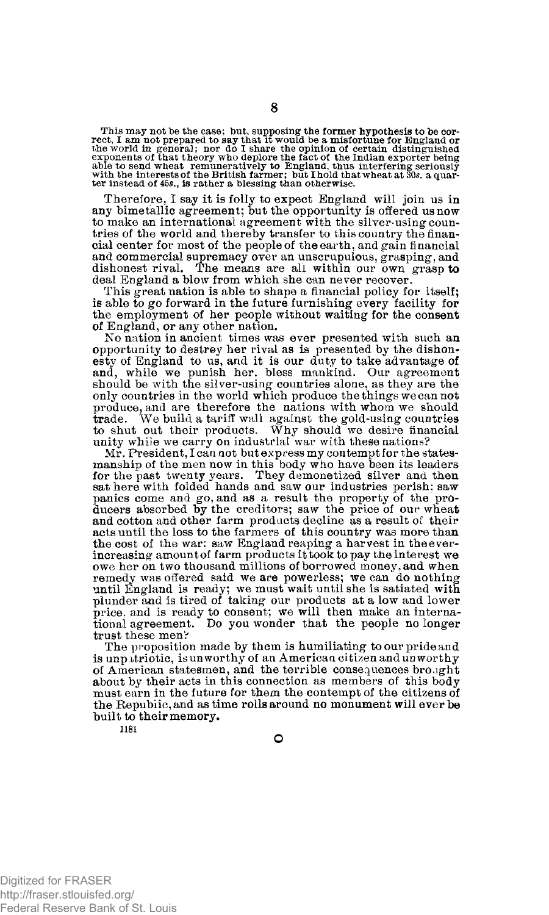This may not be the case; but, supposing the former hypothesis to be correct, I am not prepared to say that it would be a misfortune for England or the world in general; nor do I share the opinion of certain distinguished exponents of that theory who deplore the fact of the Indian exporter being able to send wheat remuneratively to England, thus interfering seriously with the interests of the British farmer; but I hold that wheat at 30*s*. a quarter instead of 45*s*., is rather a blessing than otherwise.

Therefore, I say it is folly to expect England will join us in any bimetallic agreement; but the opportunity is offered us now to make an international agreement with the silver-using countries of the world and thereby transfer to this country the financial center for most of the people of the earth, and gain financial and commercial supremacy over an unscrupulous, grasping, and dishonest rival. The means are all within our own grasp to deal England a blow from which she can never recover.

This great nation is able to shape a financial policy for itself; is able to go forward in the future furnishing every facility for the employment of her people without waiting for the consent of England, or any other nation.

No nation in ancient times was ever presented with such an opportunity to destroy her rival as is presented by the dishonesty of England to us, and it is our duty to take advantage of and, while we punish her, bless mankind. Our agreement should be with the silver-using countries alone, as they are the only countries in the world which produce the things we can not produce, and are therefore the nations with whom we should trade. We build a tariff wall against the gold-using countries to shut out their products. Why should we desire financial unity while we carry on industrial war with these nations?

Mr. President, I can not but express my contempt for the statesmanship of the men now in this body who have been its leaders for the past twenty years. They demonetized silver and then sat here with folded hands and saw our industries perish; saw panics come and go, and as a result the property of the producers absorbed by the creditors; saw the price of our wheat and cotton and other farm products decline as a result of their acts until the loss to the farmers of this country was more than the cost of the war; saw England reaping a harvest in the ever-increasing amount of farm products it took to pay the interest we owe her on two thousand millions of borrowed money, and when remedy was offered said we are powerless; we can do nothing until England is ready; we must wait until she is satiated with plunder and is tired of taking our products at a low and lower price, and is ready to consent; we will then make an international agreement. Do you wonder that the people no longer trust these men?

The proposition made by them is humiliating to our pride and is unpatriotic, is unworthy of an American citizen and unworthy of American statesmen, and the terrible consequences brought about by their acts in this connection as members of this body must earn in the future for them the contempt of the citizens of the Republic, and as time rolls around no monument will ever be built to their memory.

1181

Digitized for FRASER
http://fraser.stlouisfed.org/
Federal Reserve Bank of St. Louis